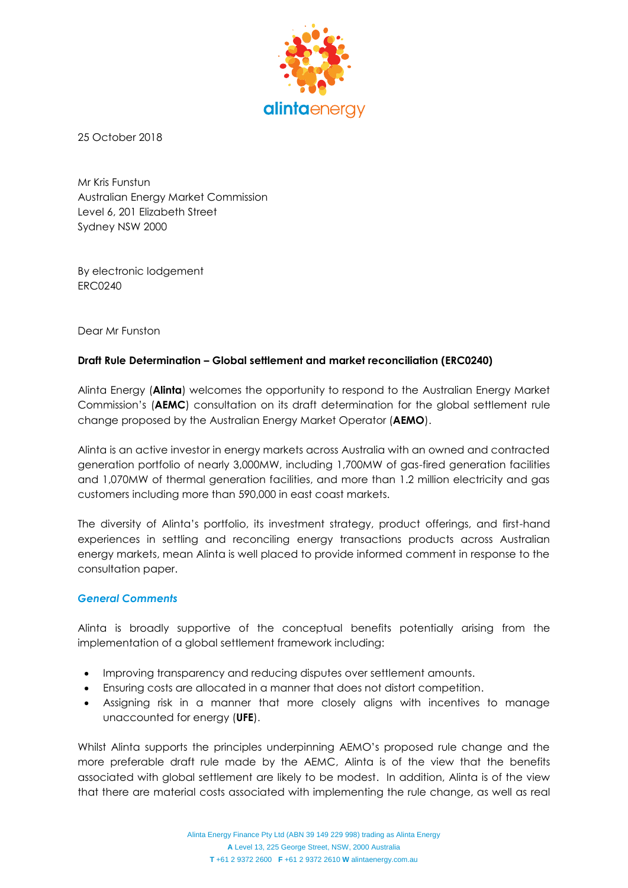25 October 2018

Mr Kris Funstun
Australian Energy Market Commission
Level 6, 201 Elizabeth Street
Sydney NSW 2000

By electronic lodgement
ERC0240

Dear Mr Funston

**Draft Rule Determination – Global settlement and market reconciliation (ERC0240)**

Alinta Energy (**Alinta**) welcomes the opportunity to respond to the Australian Energy Market Commission's (**AEMC**) consultation on its draft determination for the global settlement rule change proposed by the Australian Energy Market Operator (**AEMO**).

Alinta is an active investor in energy markets across Australia with an owned and contracted generation portfolio of nearly 3,000MW, including 1,700MW of gas-fired generation facilities and 1,070MW of thermal generation facilities, and more than 1.2 million electricity and gas customers including more than 590,000 in east coast markets.

The diversity of Alinta's portfolio, its investment strategy, product offerings, and first-hand experiences in settling and reconciling energy transactions products across Australian energy markets, mean Alinta is well placed to provide informed comment in response to the consultation paper.

### *General Comments*

Alinta is broadly supportive of the conceptual benefits potentially arising from the implementation of a global settlement framework including:

- Improving transparency and reducing disputes over settlement amounts.
- Ensuring costs are allocated in a manner that does not distort competition.
- Assigning risk in a manner that more closely aligns with incentives to manage unaccounted for energy (**UFE**).

Whilst Alinta supports the principles underpinning AEMO's proposed rule change and the more preferable draft rule made by the AEMC, Alinta is of the view that the benefits associated with global settlement are likely to be modest. In addition, Alinta is of the view that there are material costs associated with implementing the rule change, as well as real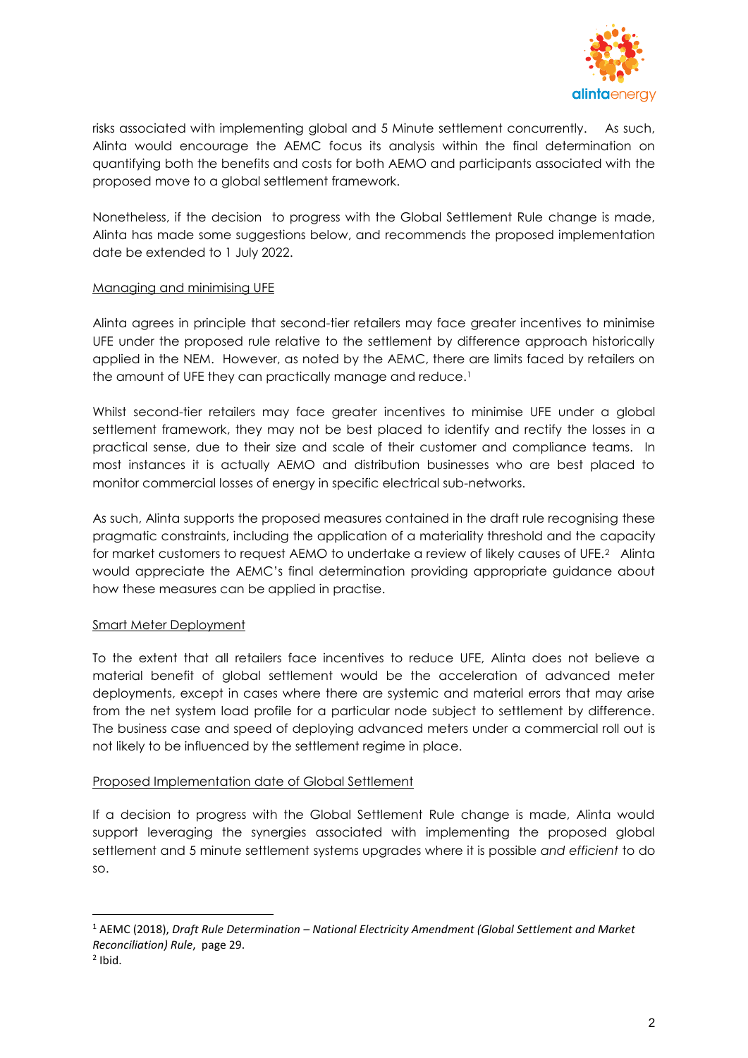risks associated with implementing global and 5 Minute settlement concurrently. As such, Alinta would encourage the AEMC focus its analysis within the final determination on quantifying both the benefits and costs for both AEMO and participants associated with the proposed move to a global settlement framework.

Nonetheless, if the decision to progress with the Global Settlement Rule change is made, Alinta has made some suggestions below, and recommends the proposed implementation date be extended to 1 July 2022.

Managing and minimising UFE

Alinta agrees in principle that second-tier retailers may face greater incentives to minimise UFE under the proposed rule relative to the settlement by difference approach historically applied in the NEM. However, as noted by the AEMC, there are limits faced by retailers on the amount of UFE they can practically manage and reduce.[1]

Whilst second-tier retailers may face greater incentives to minimise UFE under a global settlement framework, they may not be best placed to identify and rectify the losses in a practical sense, due to their size and scale of their customer and compliance teams. In most instances it is actually AEMO and distribution businesses who are best placed to monitor commercial losses of energy in specific electrical sub-networks.

As such, Alinta supports the proposed measures contained in the draft rule recognising these pragmatic constraints, including the application of a materiality threshold and the capacity for market customers to request AEMO to undertake a review of likely causes of UFE.[2] Alinta would appreciate the AEMC's final determination providing appropriate guidance about how these measures can be applied in practise.

Smart Meter Deployment

To the extent that all retailers face incentives to reduce UFE, Alinta does not believe a material benefit of global settlement would be the acceleration of advanced meter deployments, except in cases where there are systemic and material errors that may arise from the net system load profile for a particular node subject to settlement by difference. The business case and speed of deploying advanced meters under a commercial roll out is not likely to be influenced by the settlement regime in place.

Proposed Implementation date of Global Settlement

If a decision to progress with the Global Settlement Rule change is made, Alinta would support leveraging the synergies associated with implementing the proposed global settlement and 5 minute settlement systems upgrades where it is possible *and efficient* to do so.

[1] AEMC (2018), *Draft Rule Determination – National Electricity Amendment (Global Settlement and Market Reconciliation) Rule*, page 29.

[2] Ibid.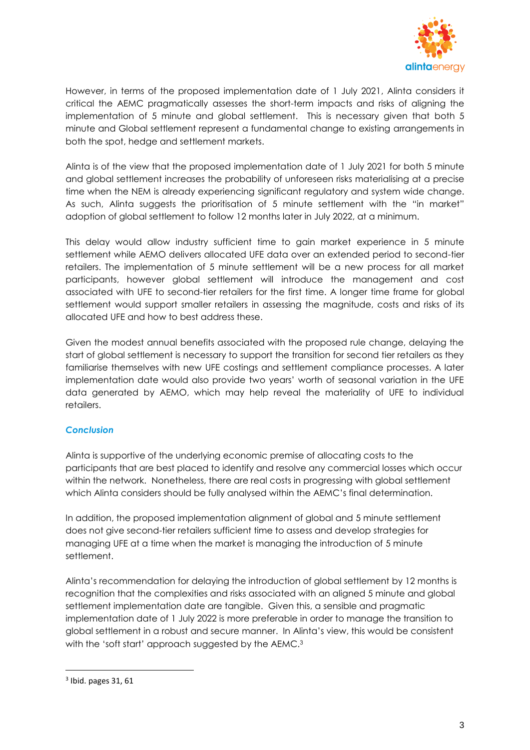However, in terms of the proposed implementation date of 1 July 2021, Alinta considers it critical the AEMC pragmatically assesses the short-term impacts and risks of aligning the implementation of 5 minute and global settlement. This is necessary given that both 5 minute and Global settlement represent a fundamental change to existing arrangements in both the spot, hedge and settlement markets.

Alinta is of the view that the proposed implementation date of 1 July 2021 for both 5 minute and global settlement increases the probability of unforeseen risks materialising at a precise time when the NEM is already experiencing significant regulatory and system wide change. As such, Alinta suggests the prioritisation of 5 minute settlement with the "in market" adoption of global settlement to follow 12 months later in July 2022, at a minimum.

This delay would allow industry sufficient time to gain market experience in 5 minute settlement while AEMO delivers allocated UFE data over an extended period to second-tier retailers. The implementation of 5 minute settlement will be a new process for all market participants, however global settlement will introduce the management and cost associated with UFE to second-tier retailers for the first time. A longer time frame for global settlement would support smaller retailers in assessing the magnitude, costs and risks of its allocated UFE and how to best address these.

Given the modest annual benefits associated with the proposed rule change, delaying the start of global settlement is necessary to support the transition for second tier retailers as they familiarise themselves with new UFE costings and settlement compliance processes. A later implementation date would also provide two years' worth of seasonal variation in the UFE data generated by AEMO, which may help reveal the materiality of UFE to individual retailers.

### *Conclusion*

Alinta is supportive of the underlying economic premise of allocating costs to the participants that are best placed to identify and resolve any commercial losses which occur within the network. Nonetheless, there are real costs in progressing with global settlement which Alinta considers should be fully analysed within the AEMC's final determination.

In addition, the proposed implementation alignment of global and 5 minute settlement does not give second-tier retailers sufficient time to assess and develop strategies for managing UFE at a time when the market is managing the introduction of 5 minute settlement.

Alinta's recommendation for delaying the introduction of global settlement by 12 months is recognition that the complexities and risks associated with an aligned 5 minute and global settlement implementation date are tangible. Given this, a sensible and pragmatic implementation date of 1 July 2022 is more preferable in order to manage the transition to global settlement in a robust and secure manner. In Alinta's view, this would be consistent with the 'soft start' approach suggested by the AEMC.[3]

[3] Ibid. pages 31, 61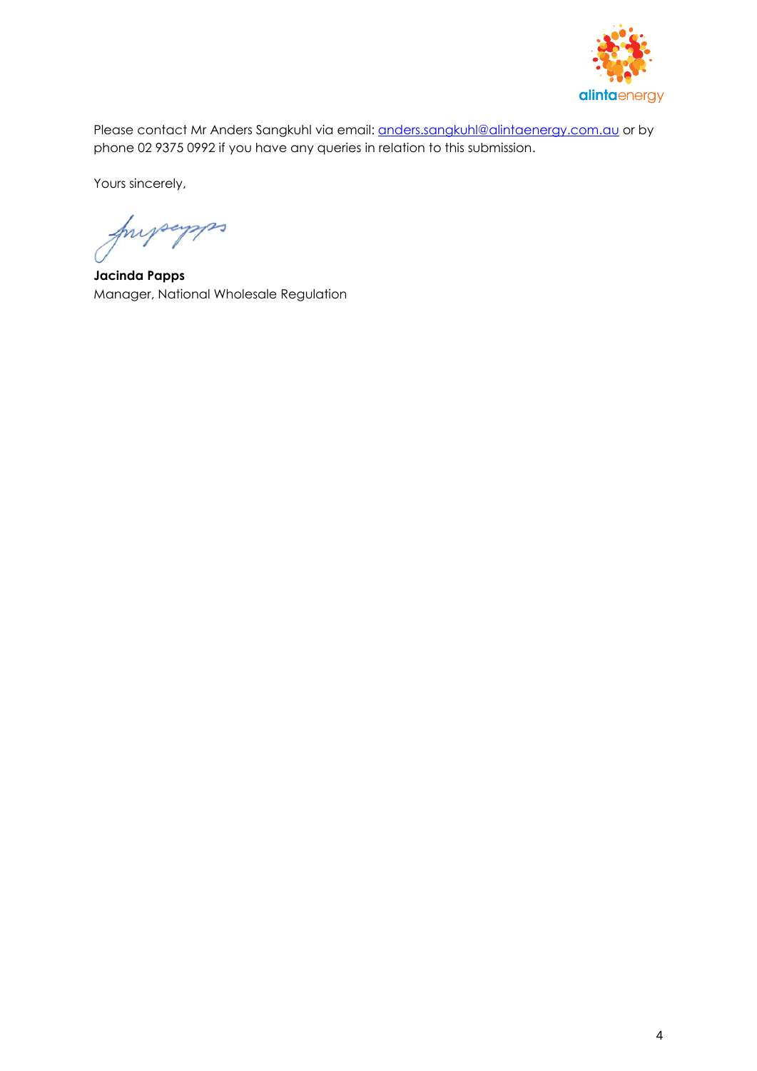Please contact Mr Anders Sangkuhl via email: anders.sangkuhl@alintaenergy.com.au or by phone 02 9375 0992 if you have any queries in relation to this submission.

Yours sincerely,

**Jacinda Papps**
Manager, National Wholesale Regulation